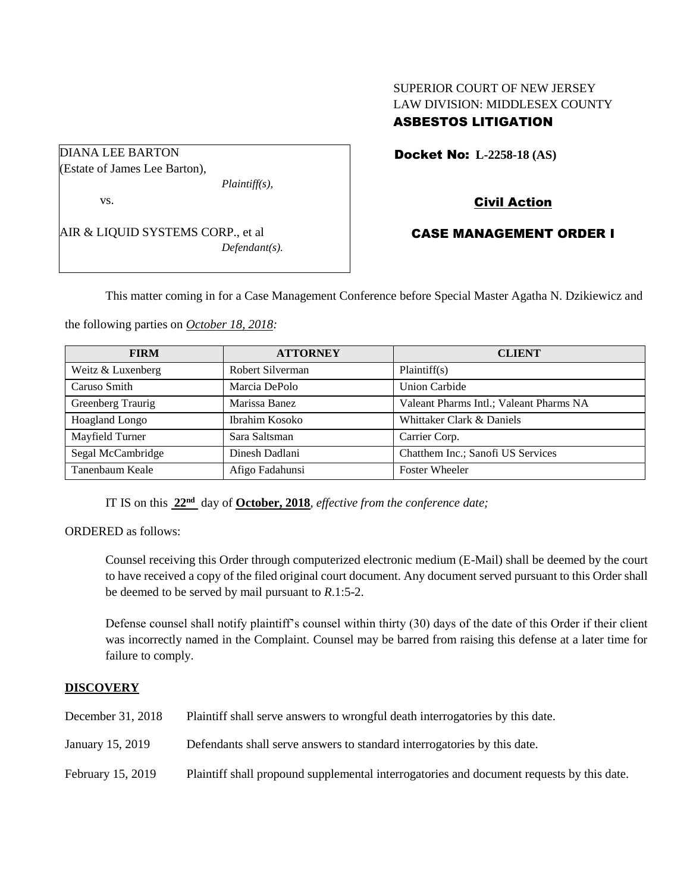SUPERIOR COURT OF NEW JERSEY
LAW DIVISION: MIDDLESEX COUNTY
**ASBESTOS LITIGATION**

DIANA LEE BARTON
(Estate of James Lee Barton),
*Plaintiff(s),*

vs.

AIR & LIQUID SYSTEMS CORP., et al
*Defendant(s).*

**Docket No: L-2258-18 (AS)**

**Civil Action**

**CASE MANAGEMENT ORDER I**

This matter coming in for a Case Management Conference before Special Master Agatha N. Dzikiewicz and the following parties on *October 18, 2018:*

| FIRM | ATTORNEY | CLIENT |
|---|---|---|
| Weitz & Luxenberg | Robert Silverman | Plaintiff(s) |
| Caruso Smith | Marcia DePolo | Union Carbide |
| Greenberg Traurig | Marissa Banez | Valeant Pharms Intl.; Valeant Pharms NA |
| Hoagland Longo | Ibrahim Kosoko | Whittaker Clark & Daniels |
| Mayfield Turner | Sara Saltsman | Carrier Corp. |
| Segal McCambridge | Dinesh Dadlani | Chatthem Inc.; Sanofi US Services |
| Tanenbaum Keale | Afigo Fadahunsi | Foster Wheeler |

IT IS on this **22nd** day of **October, 2018**, *effective from the conference date;*

ORDERED as follows:

Counsel receiving this Order through computerized electronic medium (E-Mail) shall be deemed by the court to have received a copy of the filed original court document. Any document served pursuant to this Order shall be deemed to be served by mail pursuant to *R*.1:5-2.

Defense counsel shall notify plaintiff's counsel within thirty (30) days of the date of this Order if their client was incorrectly named in the Complaint. Counsel may be barred from raising this defense at a later time for failure to comply.

**DISCOVERY**

December 31, 2018 Plaintiff shall serve answers to wrongful death interrogatories by this date.

January 15, 2019 Defendants shall serve answers to standard interrogatories by this date.

February 15, 2019 Plaintiff shall propound supplemental interrogatories and document requests by this date.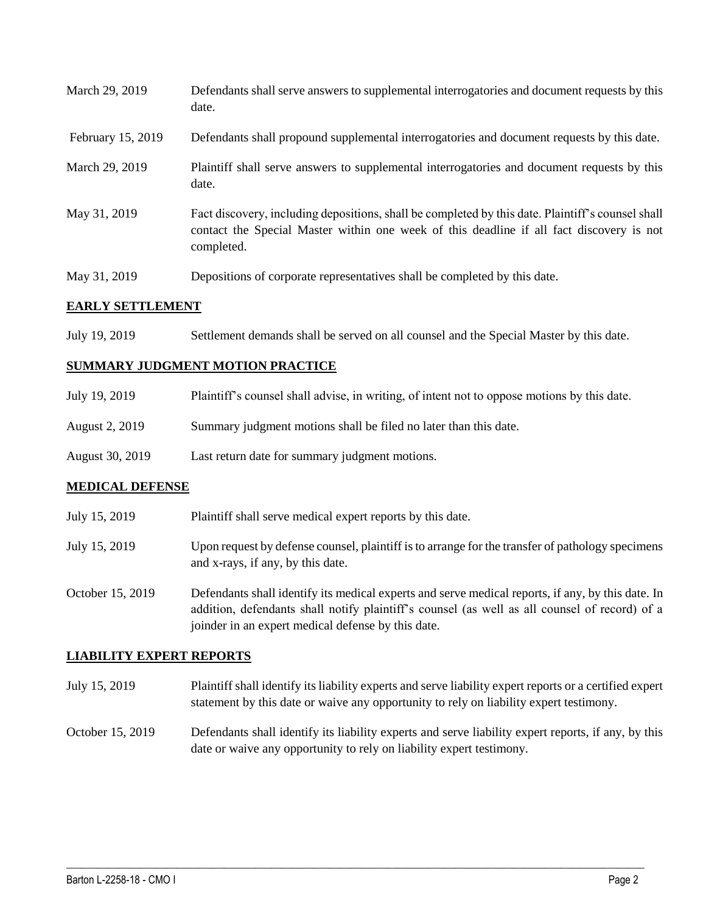| | |
|---|---|
| March 29, 2019 | Defendants shall serve answers to supplemental interrogatories and document requests by this date. |
| February 15, 2019 | Defendants shall propound supplemental interrogatories and document requests by this date. |
| March 29, 2019 | Plaintiff shall serve answers to supplemental interrogatories and document requests by this date. |
| May 31, 2019 | Fact discovery, including depositions, shall be completed by this date. Plaintiff's counsel shall contact the Special Master within one week of this deadline if all fact discovery is not completed. |
| May 31, 2019 | Depositions of corporate representatives shall be completed by this date. |

## EARLY SETTLEMENT

| | |
|---|---|
| July 19, 2019 | Settlement demands shall be served on all counsel and the Special Master by this date. |

## SUMMARY JUDGMENT MOTION PRACTICE

| | |
|---|---|
| July 19, 2019 | Plaintiff's counsel shall advise, in writing, of intent not to oppose motions by this date. |
| August 2, 2019 | Summary judgment motions shall be filed no later than this date. |
| August 30, 2019 | Last return date for summary judgment motions. |

## MEDICAL DEFENSE

| | |
|---|---|
| July 15, 2019 | Plaintiff shall serve medical expert reports by this date. |
| July 15, 2019 | Upon request by defense counsel, plaintiff is to arrange for the transfer of pathology specimens and x-rays, if any, by this date. |
| October 15, 2019 | Defendants shall identify its medical experts and serve medical reports, if any, by this date. In addition, defendants shall notify plaintiff's counsel (as well as all counsel of record) of a joinder in an expert medical defense by this date. |

## LIABILITY EXPERT REPORTS

| | |
|---|---|
| July 15, 2019 | Plaintiff shall identify its liability experts and serve liability expert reports or a certified expert statement by this date or waive any opportunity to rely on liability expert testimony. |
| October 15, 2019 | Defendants shall identify its liability experts and serve liability expert reports, if any, by this date or waive any opportunity to rely on liability expert testimony. |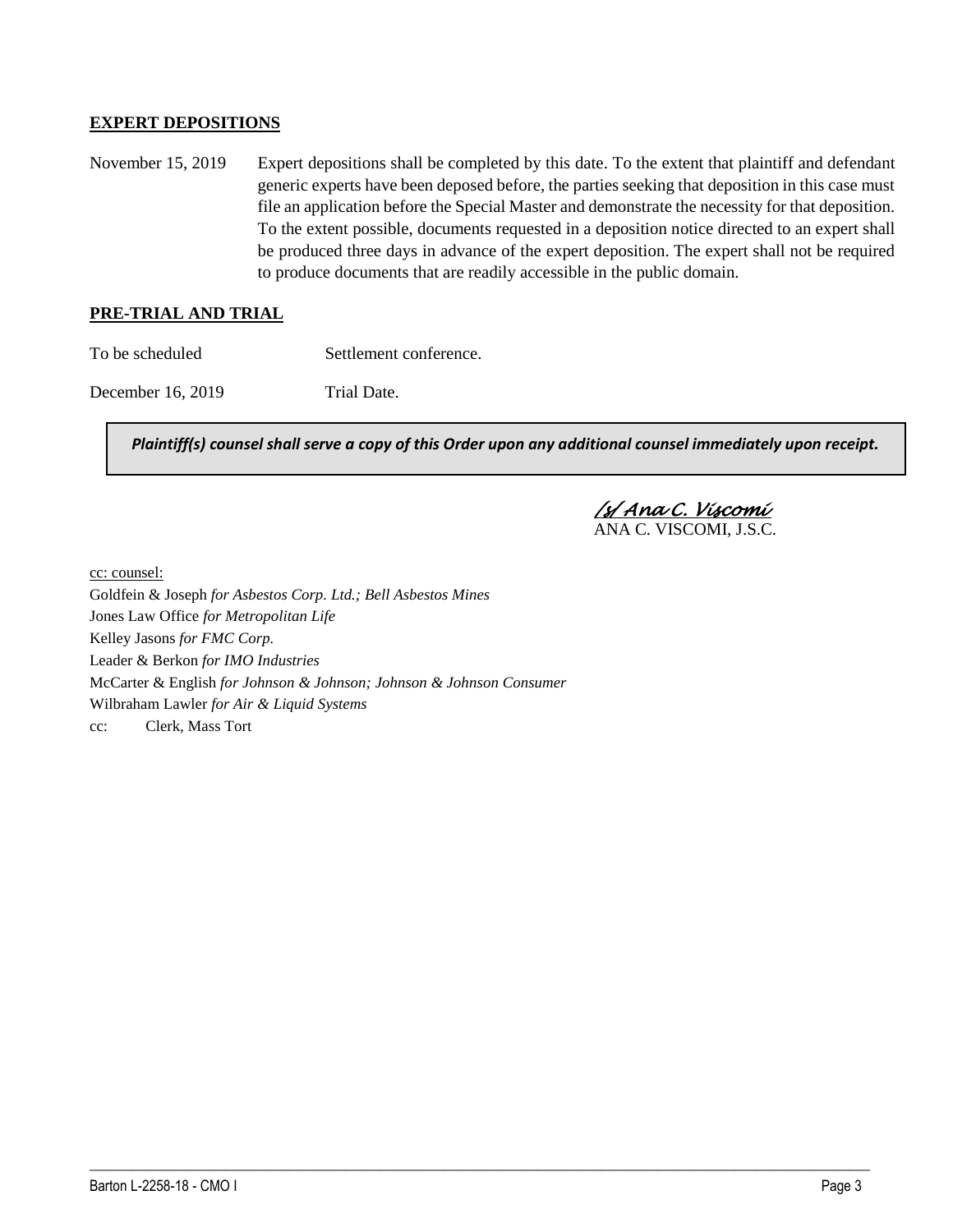**EXPERT DEPOSITIONS**

| | |
|---|---|
| November 15, 2019 | Expert depositions shall be completed by this date. To the extent that plaintiff and defendant generic experts have been deposed before, the parties seeking that deposition in this case must file an application before the Special Master and demonstrate the necessity for that deposition. To the extent possible, documents requested in a deposition notice directed to an expert shall be produced three days in advance of the expert deposition. The expert shall not be required to produce documents that are readily accessible in the public domain. |

**PRE-TRIAL AND TRIAL**

| | |
|---|---|
| To be scheduled | Settlement conference. |
| December 16, 2019 | Trial Date. |

***Plaintiff(s) counsel shall serve a copy of this Order upon any additional counsel immediately upon receipt.***

/s/ Ana C. Viscomi
ANA C. VISCOMI, J.S.C.

cc: counsel:
Goldfein & Joseph *for Asbestos Corp. Ltd.; Bell Asbestos Mines*
Jones Law Office *for Metropolitan Life*
Kelley Jasons *for FMC Corp.*
Leader & Berkon *for IMO Industries*
McCarter & English *for Johnson & Johnson; Johnson & Johnson Consumer*
Wilbraham Lawler *for Air & Liquid Systems*
cc: Clerk, Mass Tort